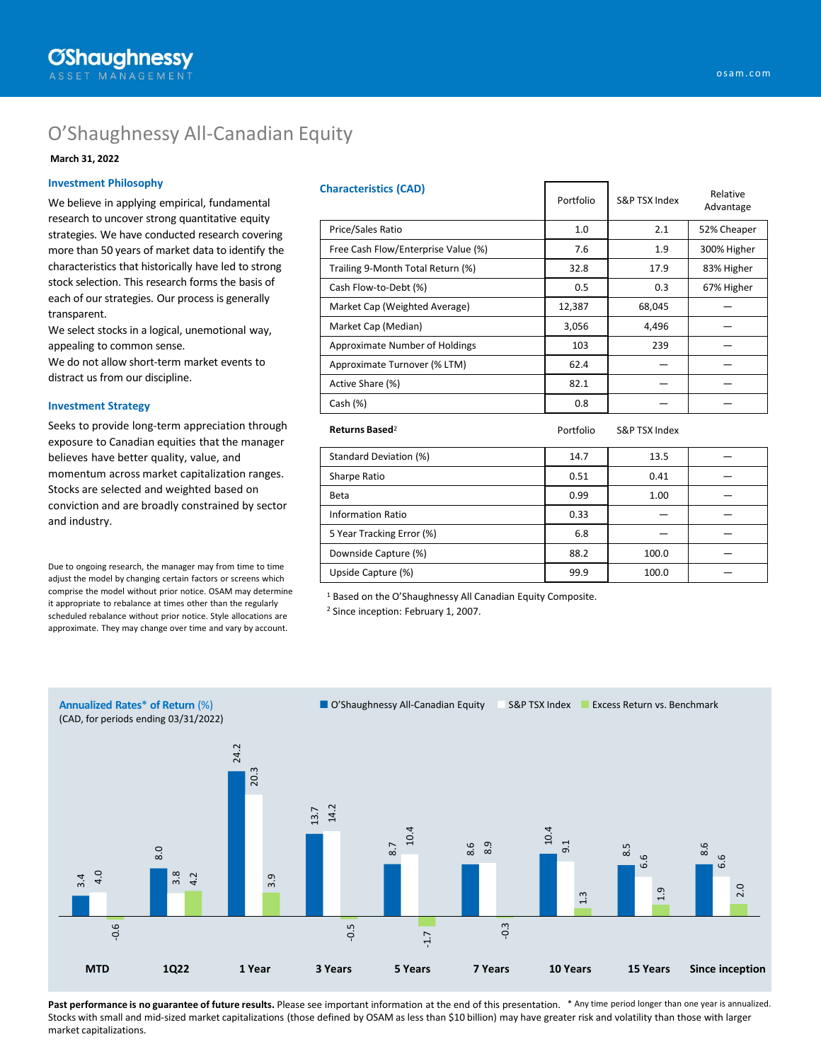# O'Shaughnessy All-Canadian Equity

**March 31, 2022**

### Investment Philosophy

We believe in applying empirical, fundamental research to uncover strong quantitative equity strategies. We have conducted research covering more than 50 years of market data to identify the characteristics that historically have led to strong stock selection. This research forms the basis of each of our strategies. Our process is generally transparent.

We select stocks in a logical, unemotional way, appealing to common sense.

We do not allow short-term market events to distract us from our discipline.

### Investment Strategy

Seeks to provide long-term appreciation through exposure to Canadian equities that the manager believes have better quality, value, and momentum across market capitalization ranges. Stocks are selected and weighted based on conviction and are broadly constrained by sector and industry.

Due to ongoing research, the manager may from time to time adjust the model by changing certain factors or screens which comprise the model without prior notice. OSAM may determine it appropriate to rebalance at times other than the regularly scheduled rebalance without prior notice. Style allocations are approximate. They may change over time and vary by account.

### Characteristics (CAD)

| | Portfolio | S&P TSX Index | Relative Advantage |
|---|---|---|---|
| Price/Sales Ratio | 1.0 | 2.1 | 52% Cheaper |
| Free Cash Flow/Enterprise Value (%) | 7.6 | 1.9 | 300% Higher |
| Trailing 9-Month Total Return (%) | 32.8 | 17.9 | 83% Higher |
| Cash Flow-to-Debt (%) | 0.5 | 0.3 | 67% Higher |
| Market Cap (Weighted Average) | 12,387 | 68,045 | — |
| Market Cap (Median) | 3,056 | 4,496 | — |
| Approximate Number of Holdings | 103 | 239 | — |
| Approximate Turnover (% LTM) | 62.4 | — | — |
| Active Share (%) | 82.1 | — | — |
| Cash (%) | 0.8 | — | — |
| **Returns Based**[2] | Portfolio | S&P TSX Index | |
| Standard Deviation (%) | 14.7 | 13.5 | — |
| Sharpe Ratio | 0.51 | 0.41 | — |
| Beta | 0.99 | 1.00 | — |
| Information Ratio | 0.33 | — | — |
| 5 Year Tracking Error (%) | 6.8 | — | — |
| Downside Capture (%) | 88.2 | 100.0 | — |
| Upside Capture (%) | 99.9 | 100.0 | — |

[1] Based on the O'Shaughnessy All Canadian Equity Composite.

[2] Since inception: February 1, 2007.

### Annualized Rates* of Return (%)

(CAD, for periods ending 03/31/2022)

| | MTD | 1Q22 | 1 Year | 3 Years | 5 Years | 7 Years | 10 Years | 15 Years | Since inception |
|---|---|---|---|---|---|---|---|---|---|
| O'Shaughnessy All-Canadian Equity | 3.4 | 8.0 | 24.2 | 13.7 | 8.7 | 8.6 | 10.4 | 8.5 | 8.6 |
| S&P TSX Index | 4.0 | 3.8 | 20.3 | 14.2 | 10.4 | 8.9 | 9.1 | 6.6 | 6.6 |
| Excess Return vs. Benchmark | -0.6 | 4.2 | 3.9 | -0.5 | -1.7 | -0.3 | 1.3 | 1.9 | 2.0 |

**Past performance is no guarantee of future results.** Please see important information at the end of this presentation. * Any time period longer than one year is annualized. Stocks with small and mid-sized market capitalizations (those defined by OSAM as less than $10 billion) may have greater risk and volatility than those with larger market capitalizations.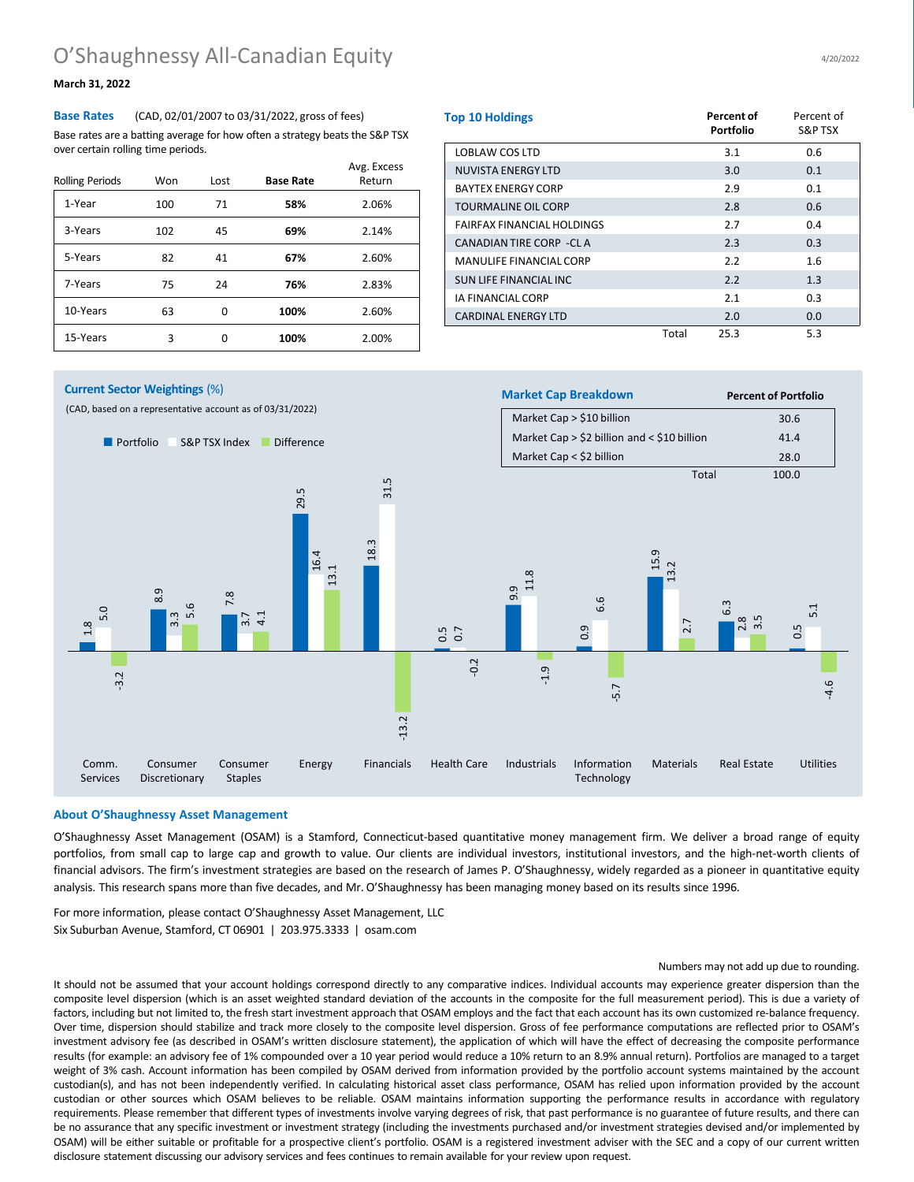# O'Shaughnessy All-Canadian Equity

4/20/2022

**March 31, 2022**

## Base Rates

(CAD, 02/01/2007 to 03/31/2022, gross of fees)

Base rates are a batting average for how often a strategy beats the S&P TSX over certain rolling time periods.

| Rolling Periods | Won | Lost | **Base Rate** | Avg. Excess Return |
|---|---|---|---|---|
| 1-Year | 100 | 71 | **58%** | 2.06% |
| 3-Years | 102 | 45 | **69%** | 2.14% |
| 5-Years | 82 | 41 | **67%** | 2.60% |
| 7-Years | 75 | 24 | **76%** | 2.83% |
| 10-Years | 63 | 0 | **100%** | 2.60% |
| 15-Years | 3 | 0 | **100%** | 2.00% |

## Top 10 Holdings

| | **Percent of Portfolio** | Percent of S&P TSX |
|---|---|---|
| LOBLAW COS LTD | 3.1 | 0.6 |
| NUVISTA ENERGY LTD | 3.0 | 0.1 |
| BAYTEX ENERGY CORP | 2.9 | 0.1 |
| TOURMALINE OIL CORP | 2.8 | 0.6 |
| FAIRFAX FINANCIAL HOLDINGS | 2.7 | 0.4 |
| CANADIAN TIRE CORP -CL A | 2.3 | 0.3 |
| MANULIFE FINANCIAL CORP | 2.2 | 1.6 |
| SUN LIFE FINANCIAL INC | 2.2 | 1.3 |
| IA FINANCIAL CORP | 2.1 | 0.3 |
| CARDINAL ENERGY LTD | 2.0 | 0.0 |
| Total | 25.3 | 5.3 |

## Current Sector Weightings (%)

(CAD, based on a representative account as of 03/31/2022)

| Sector | Portfolio | S&P TSX Index | Difference |
|---|---|---|---|
| Comm. Services | 1.8 | 5.0 | -3.2 |
| Consumer Discretionary | 8.9 | 3.3 | 5.6 |
| Consumer Staples | 7.8 | 3.7 | 4.1 |
| Energy | 29.5 | 16.4 | 13.1 |
| Financials | 18.3 | 31.5 | -13.2 |
| Health Care | 0.5 | 0.7 | -0.2 |
| Industrials | 9.9 | 11.8 | -1.9 |
| Information Technology | 0.9 | 6.6 | -5.7 |
| Materials | 15.9 | 13.2 | 2.7 |
| Real Estate | 6.3 | 2.8 | 3.5 |
| Utilities | 0.5 | 5.1 | -4.6 |

## Market Cap Breakdown

| | **Percent of Portfolio** |
|---|---|
| Market Cap > $10 billion | 30.6 |
| Market Cap > $2 billion and < $10 billion | 41.4 |
| Market Cap < $2 billion | 28.0 |
| Total | 100.0 |

## About O'Shaughnessy Asset Management

O'Shaughnessy Asset Management (OSAM) is a Stamford, Connecticut-based quantitative money management firm. We deliver a broad range of equity portfolios, from small cap to large cap and growth to value. Our clients are individual investors, institutional investors, and the high-net-worth clients of financial advisors. The firm's investment strategies are based on the research of James P. O'Shaughnessy, widely regarded as a pioneer in quantitative equity analysis. This research spans more than five decades, and Mr. O'Shaughnessy has been managing money based on its results since 1996.

For more information, please contact O'Shaughnessy Asset Management, LLC
Six Suburban Avenue, Stamford, CT 06901 | 203.975.3333 | osam.com

Numbers may not add up due to rounding.

It should not be assumed that your account holdings correspond directly to any comparative indices. Individual accounts may experience greater dispersion than the composite level dispersion (which is an asset weighted standard deviation of the accounts in the composite for the full measurement period). This is due a variety of factors, including but not limited to, the fresh start investment approach that OSAM employs and the fact that each account has its own customized re-balance frequency. Over time, dispersion should stabilize and track more closely to the composite level dispersion. Gross of fee performance computations are reflected prior to OSAM's investment advisory fee (as described in OSAM's written disclosure statement), the application of which will have the effect of decreasing the composite performance results (for example: an advisory fee of 1% compounded over a 10 year period would reduce a 10% return to an 8.9% annual return). Portfolios are managed to a target weight of 3% cash. Account information has been compiled by OSAM derived from information provided by the portfolio account systems maintained by the account custodian(s), and has not been independently verified. In calculating historical asset class performance, OSAM has relied upon information provided by the account custodian or other sources which OSAM believes to be reliable. OSAM maintains information supporting the performance results in accordance with regulatory requirements. Please remember that different types of investments involve varying degrees of risk, that past performance is no guarantee of future results, and there can be no assurance that any specific investment or investment strategy (including the investments purchased and/or investment strategies devised and/or implemented by OSAM) will be either suitable or profitable for a prospective client's portfolio. OSAM is a registered investment adviser with the SEC and a copy of our current written disclosure statement discussing our advisory services and fees continues to remain available for your review upon request.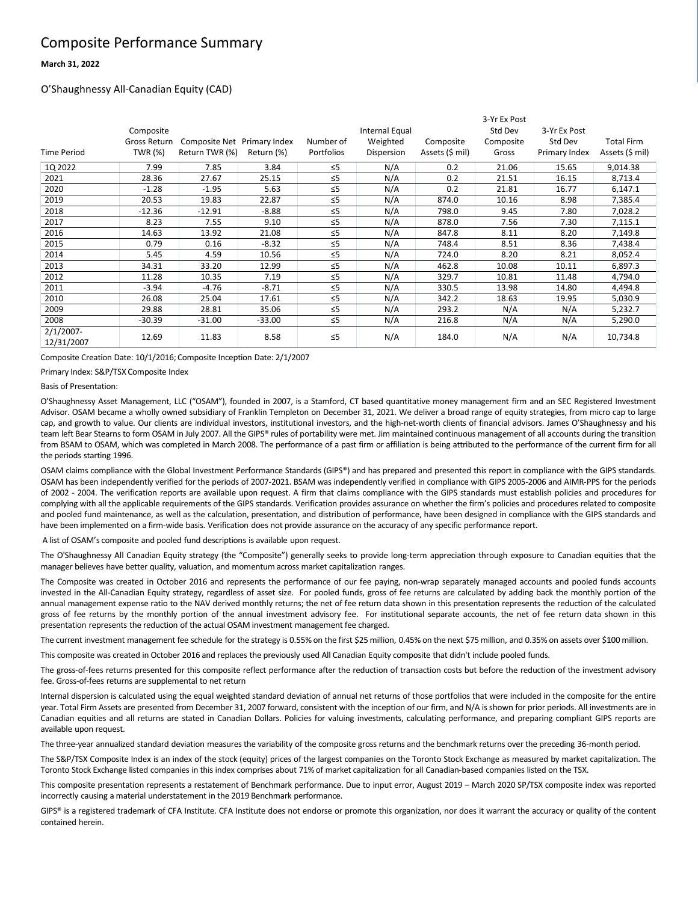# Composite Performance Summary

**March 31, 2022**

O'Shaughnessy All-Canadian Equity (CAD)

| Time Period | Composite Gross Return TWR (%) | Composite Net Return TWR (%) | Primary Index Return (%) | Number of Portfolios | Internal Equal Weighted Dispersion | Composite Assets ($ mil) | 3-Yr Ex Post Std Dev Composite Gross | 3-Yr Ex Post Std Dev Primary Index | Total Firm Assets ($ mil) |
|---|---|---|---|---|---|---|---|---|---|
| 1Q 2022 | 7.99 | 7.85 | 3.84 | ≤5 | N/A | 0.2 | 21.06 | 15.65 | 9,014.38 |
| 2021 | 28.36 | 27.67 | 25.15 | ≤5 | N/A | 0.2 | 21.51 | 16.15 | 8,713.4 |
| 2020 | -1.28 | -1.95 | 5.63 | ≤5 | N/A | 0.2 | 21.81 | 16.77 | 6,147.1 |
| 2019 | 20.53 | 19.83 | 22.87 | ≤5 | N/A | 874.0 | 10.16 | 8.98 | 7,385.4 |
| 2018 | -12.36 | -12.91 | -8.88 | ≤5 | N/A | 798.0 | 9.45 | 7.80 | 7,028.2 |
| 2017 | 8.23 | 7.55 | 9.10 | ≤5 | N/A | 878.0 | 7.56 | 7.30 | 7,115.1 |
| 2016 | 14.63 | 13.92 | 21.08 | ≤5 | N/A | 847.8 | 8.11 | 8.20 | 7,149.8 |
| 2015 | 0.79 | 0.16 | -8.32 | ≤5 | N/A | 748.4 | 8.51 | 8.36 | 7,438.4 |
| 2014 | 5.45 | 4.59 | 10.56 | ≤5 | N/A | 724.0 | 8.20 | 8.21 | 8,052.4 |
| 2013 | 34.31 | 33.20 | 12.99 | ≤5 | N/A | 462.8 | 10.08 | 10.11 | 6,897.3 |
| 2012 | 11.28 | 10.35 | 7.19 | ≤5 | N/A | 329.7 | 10.81 | 11.48 | 4,794.0 |
| 2011 | -3.94 | -4.76 | -8.71 | ≤5 | N/A | 330.5 | 13.98 | 14.80 | 4,494.8 |
| 2010 | 26.08 | 25.04 | 17.61 | ≤5 | N/A | 342.2 | 18.63 | 19.95 | 5,030.9 |
| 2009 | 29.88 | 28.81 | 35.06 | ≤5 | N/A | 293.2 | N/A | N/A | 5,232.7 |
| 2008 | -30.39 | -31.00 | -33.00 | ≤5 | N/A | 216.8 | N/A | N/A | 5,290.0 |
| 2/1/2007-12/31/2007 | 12.69 | 11.83 | 8.58 | ≤5 | N/A | 184.0 | N/A | N/A | 10,734.8 |

Composite Creation Date: 10/1/2016; Composite Inception Date: 2/1/2007

Primary Index: S&P/TSX Composite Index

Basis of Presentation:

O'Shaughnessy Asset Management, LLC ("OSAM"), founded in 2007, is a Stamford, CT based quantitative money management firm and an SEC Registered Investment Advisor. OSAM became a wholly owned subsidiary of Franklin Templeton on December 31, 2021. We deliver a broad range of equity strategies, from micro cap to large cap, and growth to value. Our clients are individual investors, institutional investors, and the high-net-worth clients of financial advisors. James O'Shaughnessy and his team left Bear Stearns to form OSAM in July 2007. All the GIPS® rules of portability were met. Jim maintained continuous management of all accounts during the transition from BSAM to OSAM, which was completed in March 2008. The performance of a past firm or affiliation is being attributed to the performance of the current firm for all the periods starting 1996.

OSAM claims compliance with the Global Investment Performance Standards (GIPS®) and has prepared and presented this report in compliance with the GIPS standards. OSAM has been independently verified for the periods of 2007-2021. BSAM was independently verified in compliance with GIPS 2005-2006 and AIMR-PPS for the periods of 2002 - 2004. The verification reports are available upon request. A firm that claims compliance with the GIPS standards must establish policies and procedures for complying with all the applicable requirements of the GIPS standards. Verification provides assurance on whether the firm's policies and procedures related to composite and pooled fund maintenance, as well as the calculation, presentation, and distribution of performance, have been designed in compliance with the GIPS standards and have been implemented on a firm-wide basis. Verification does not provide assurance on the accuracy of any specific performance report.

A list of OSAM's composite and pooled fund descriptions is available upon request.

The O'Shaughnessy All Canadian Equity strategy (the "Composite") generally seeks to provide long-term appreciation through exposure to Canadian equities that the manager believes have better quality, valuation, and momentum across market capitalization ranges.

The Composite was created in October 2016 and represents the performance of our fee paying, non-wrap separately managed accounts and pooled funds accounts invested in the All-Canadian Equity strategy, regardless of asset size. For pooled funds, gross of fee returns are calculated by adding back the monthly portion of the annual management expense ratio to the NAV derived monthly returns; the net of fee return data shown in this presentation represents the reduction of the calculated gross of fee returns by the monthly portion of the annual investment advisory fee. For institutional separate accounts, the net of fee return data shown in this presentation represents the reduction of the actual OSAM investment management fee charged.

The current investment management fee schedule for the strategy is 0.55% on the first $25 million, 0.45% on the next $75 million, and 0.35% on assets over $100 million.

This composite was created in October 2016 and replaces the previously used All Canadian Equity composite that didn't include pooled funds.

The gross-of-fees returns presented for this composite reflect performance after the reduction of transaction costs but before the reduction of the investment advisory fee. Gross-of-fees returns are supplemental to net return

Internal dispersion is calculated using the equal weighted standard deviation of annual net returns of those portfolios that were included in the composite for the entire year. Total Firm Assets are presented from December 31, 2007 forward, consistent with the inception of our firm, and N/A is shown for prior periods. All investments are in Canadian equities and all returns are stated in Canadian Dollars. Policies for valuing investments, calculating performance, and preparing compliant GIPS reports are available upon request.

The three-year annualized standard deviation measures the variability of the composite gross returns and the benchmark returns over the preceding 36-month period.

The S&P/TSX Composite Index is an index of the stock (equity) prices of the largest companies on the Toronto Stock Exchange as measured by market capitalization. The Toronto Stock Exchange listed companies in this index comprises about 71% of market capitalization for all Canadian-based companies listed on the TSX.

This composite presentation represents a restatement of Benchmark performance. Due to input error, August 2019 – March 2020 SP/TSX composite index was reported incorrectly causing a material understatement in the 2019 Benchmark performance.

GIPS® is a registered trademark of CFA Institute. CFA Institute does not endorse or promote this organization, nor does it warrant the accuracy or quality of the content contained herein.